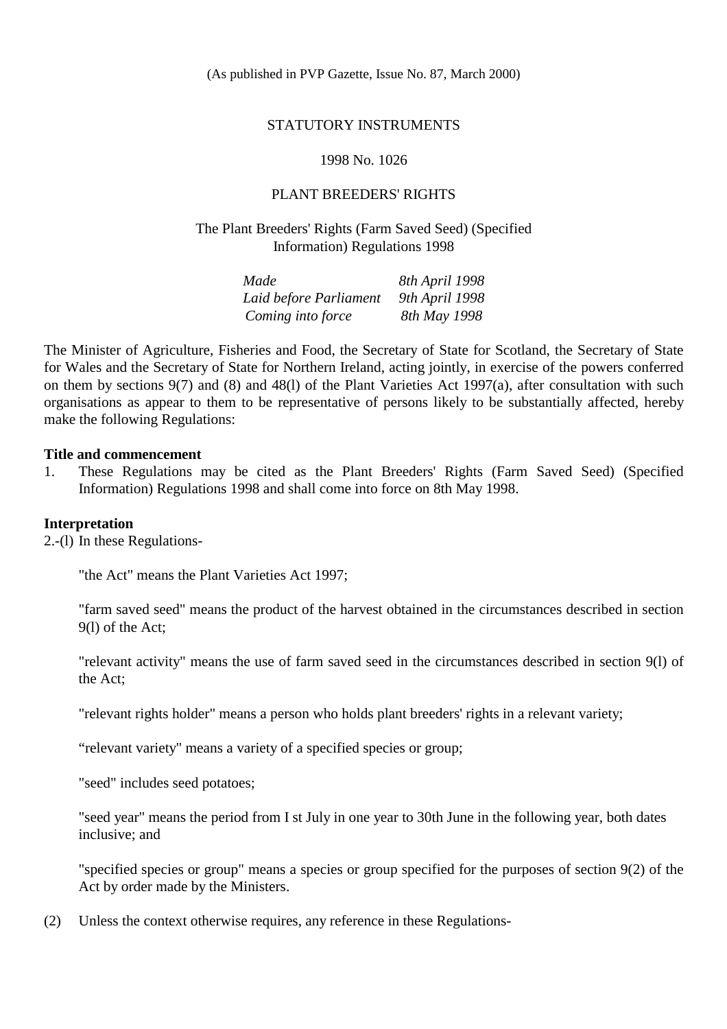(As published in PVP Gazette, Issue No. 87, March 2000)

STATUTORY INSTRUMENTS

1998 No. 1026

PLANT BREEDERS' RIGHTS

The Plant Breeders' Rights (Farm Saved Seed) (Specified Information) Regulations 1998

| | |
|---|---|
| *Made* | *8th April 1998* |
| *Laid before Parliament* | *9th April 1998* |
| *Coming into force* | *8th May 1998* |

The Minister of Agriculture, Fisheries and Food, the Secretary of State for Scotland, the Secretary of State for Wales and the Secretary of State for Northern Ireland, acting jointly, in exercise of the powers conferred on them by sections 9(7) and (8) and 48(l) of the Plant Varieties Act 1997(a), after consultation with such organisations as appear to them to be representative of persons likely to be substantially affected, hereby make the following Regulations:

**Title and commencement**

1. These Regulations may be cited as the Plant Breeders' Rights (Farm Saved Seed) (Specified Information) Regulations 1998 and shall come into force on 8th May 1998.

**Interpretation**

2.-(l) In these Regulations-

"the Act" means the Plant Varieties Act 1997;

"farm saved seed" means the product of the harvest obtained in the circumstances described in section 9(l) of the Act;

"relevant activity" means the use of farm saved seed in the circumstances described in section 9(l) of the Act;

"relevant rights holder" means a person who holds plant breeders' rights in a relevant variety;

"relevant variety" means a variety of a specified species or group;

"seed" includes seed potatoes;

"seed year" means the period from I st July in one year to 30th June in the following year, both dates inclusive; and

"specified species or group" means a species or group specified for the purposes of section 9(2) of the Act by order made by the Ministers.

(2) Unless the context otherwise requires, any reference in these Regulations-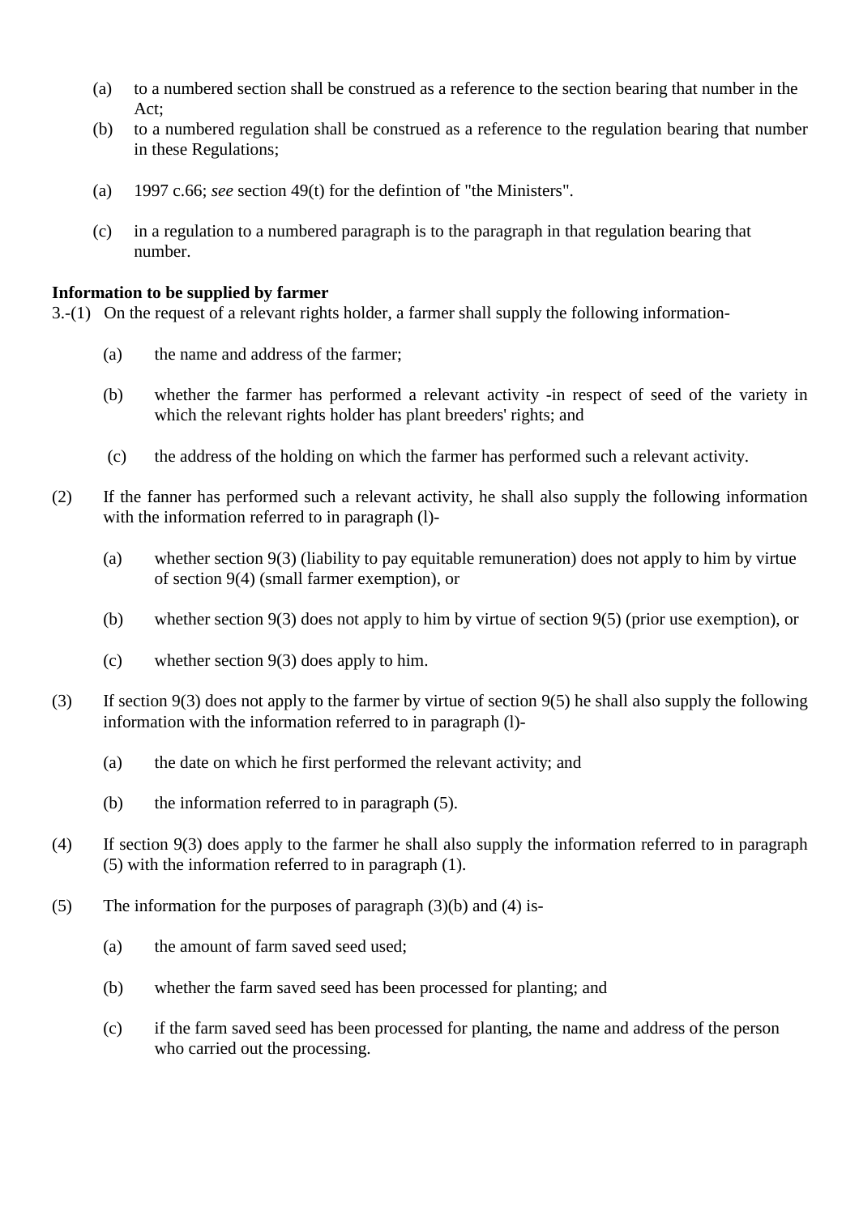(a) to a numbered section shall be construed as a reference to the section bearing that number in the Act;

(b) to a numbered regulation shall be construed as a reference to the regulation bearing that number in these Regulations;

(a) 1997 c.66; *see* section 49(t) for the defintion of "the Ministers".

(c) in a regulation to a numbered paragraph is to the paragraph in that regulation bearing that number.

**Information to be supplied by farmer**

3.-(1) On the request of a relevant rights holder, a farmer shall supply the following information-

(a) the name and address of the farmer;

(b) whether the farmer has performed a relevant activity -in respect of seed of the variety in which the relevant rights holder has plant breeders' rights; and

(c) the address of the holding on which the farmer has performed such a relevant activity.

(2) If the fanner has performed such a relevant activity, he shall also supply the following information with the information referred to in paragraph (l)-

(a) whether section 9(3) (liability to pay equitable remuneration) does not apply to him by virtue of section 9(4) (small farmer exemption), or

(b) whether section 9(3) does not apply to him by virtue of section 9(5) (prior use exemption), or

(c) whether section 9(3) does apply to him.

(3) If section 9(3) does not apply to the farmer by virtue of section 9(5) he shall also supply the following information with the information referred to in paragraph (l)-

(a) the date on which he first performed the relevant activity; and

(b) the information referred to in paragraph (5).

(4) If section 9(3) does apply to the farmer he shall also supply the information referred to in paragraph (5) with the information referred to in paragraph (1).

(5) The information for the purposes of paragraph (3)(b) and (4) is-

(a) the amount of farm saved seed used;

(b) whether the farm saved seed has been processed for planting; and

(c) if the farm saved seed has been processed for planting, the name and address of the person who carried out the processing.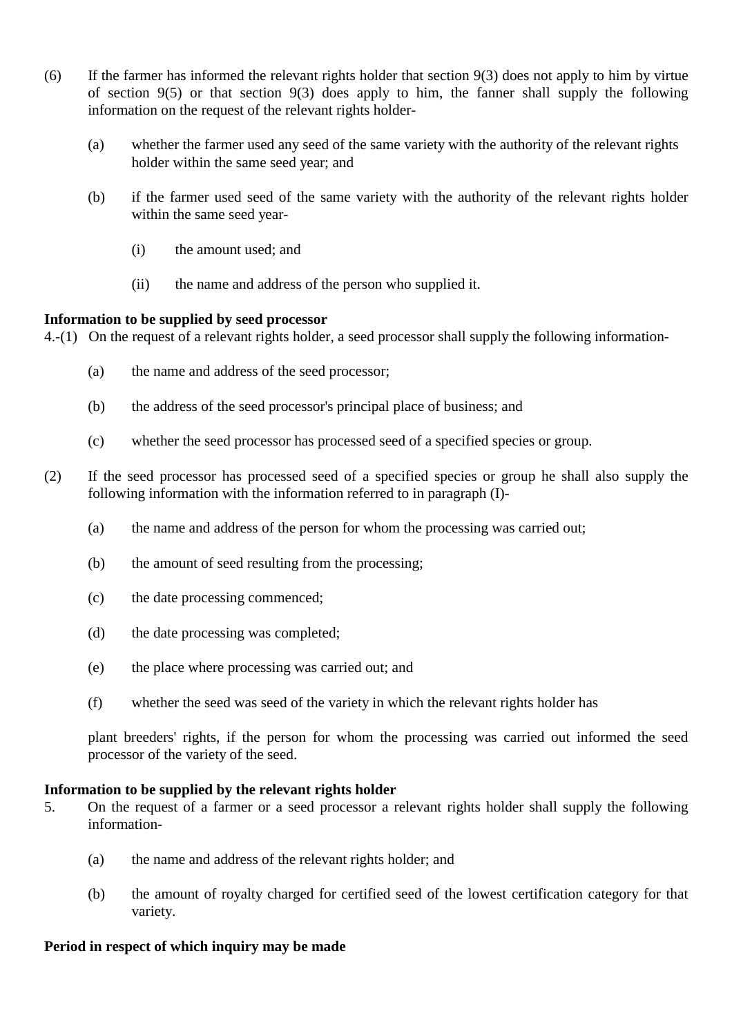(6) If the farmer has informed the relevant rights holder that section 9(3) does not apply to him by virtue of section 9(5) or that section 9(3) does apply to him, the fanner shall supply the following information on the request of the relevant rights holder-

   (a) whether the farmer used any seed of the same variety with the authority of the relevant rights holder within the same seed year; and

   (b) if the farmer used seed of the same variety with the authority of the relevant rights holder within the same seed year-

      (i) the amount used; and

      (ii) the name and address of the person who supplied it.

**Information to be supplied by seed processor**

4.-(1) On the request of a relevant rights holder, a seed processor shall supply the following information-

   (a) the name and address of the seed processor;

   (b) the address of the seed processor's principal place of business; and

   (c) whether the seed processor has processed seed of a specified species or group.

(2) If the seed processor has processed seed of a specified species or group he shall also supply the following information with the information referred to in paragraph (I)-

   (a) the name and address of the person for whom the processing was carried out;

   (b) the amount of seed resulting from the processing;

   (c) the date processing commenced;

   (d) the date processing was completed;

   (e) the place where processing was carried out; and

   (f) whether the seed was seed of the variety in which the relevant rights holder has

   plant breeders' rights, if the person for whom the processing was carried out informed the seed processor of the variety of the seed.

**Information to be supplied by the relevant rights holder**

5. On the request of a farmer or a seed processor a relevant rights holder shall supply the following information-

   (a) the name and address of the relevant rights holder; and

   (b) the amount of royalty charged for certified seed of the lowest certification category for that variety.

**Period in respect of which inquiry may be made**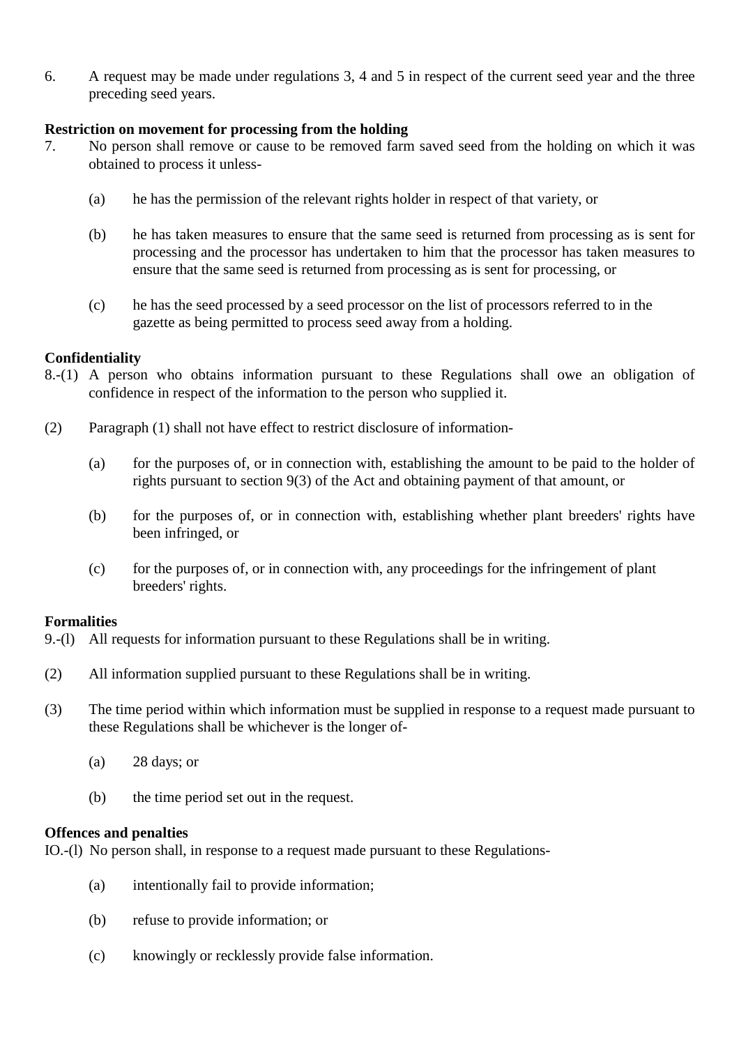6. A request may be made under regulations 3, 4 and 5 in respect of the current seed year and the three preceding seed years.

**Restriction on movement for processing from the holding**

7. No person shall remove or cause to be removed farm saved seed from the holding on which it was obtained to process it unless-

   (a) he has the permission of the relevant rights holder in respect of that variety, or

   (b) he has taken measures to ensure that the same seed is returned from processing as is sent for processing and the processor has undertaken to him that the processor has taken measures to ensure that the same seed is returned from processing as is sent for processing, or

   (c) he has the seed processed by a seed processor on the list of processors referred to in the gazette as being permitted to process seed away from a holding.

**Confidentiality**

8.-(1) A person who obtains information pursuant to these Regulations shall owe an obligation of confidence in respect of the information to the person who supplied it.

(2) Paragraph (1) shall not have effect to restrict disclosure of information-

   (a) for the purposes of, or in connection with, establishing the amount to be paid to the holder of rights pursuant to section 9(3) of the Act and obtaining payment of that amount, or

   (b) for the purposes of, or in connection with, establishing whether plant breeders' rights have been infringed, or

   (c) for the purposes of, or in connection with, any proceedings for the infringement of plant breeders' rights.

**Formalities**

9.-(l) All requests for information pursuant to these Regulations shall be in writing.

(2) All information supplied pursuant to these Regulations shall be in writing.

(3) The time period within which information must be supplied in response to a request made pursuant to these Regulations shall be whichever is the longer of-

   (a) 28 days; or

   (b) the time period set out in the request.

**Offences and penalties**

IO.-(l) No person shall, in response to a request made pursuant to these Regulations-

   (a) intentionally fail to provide information;

   (b) refuse to provide information; or

   (c) knowingly or recklessly provide false information.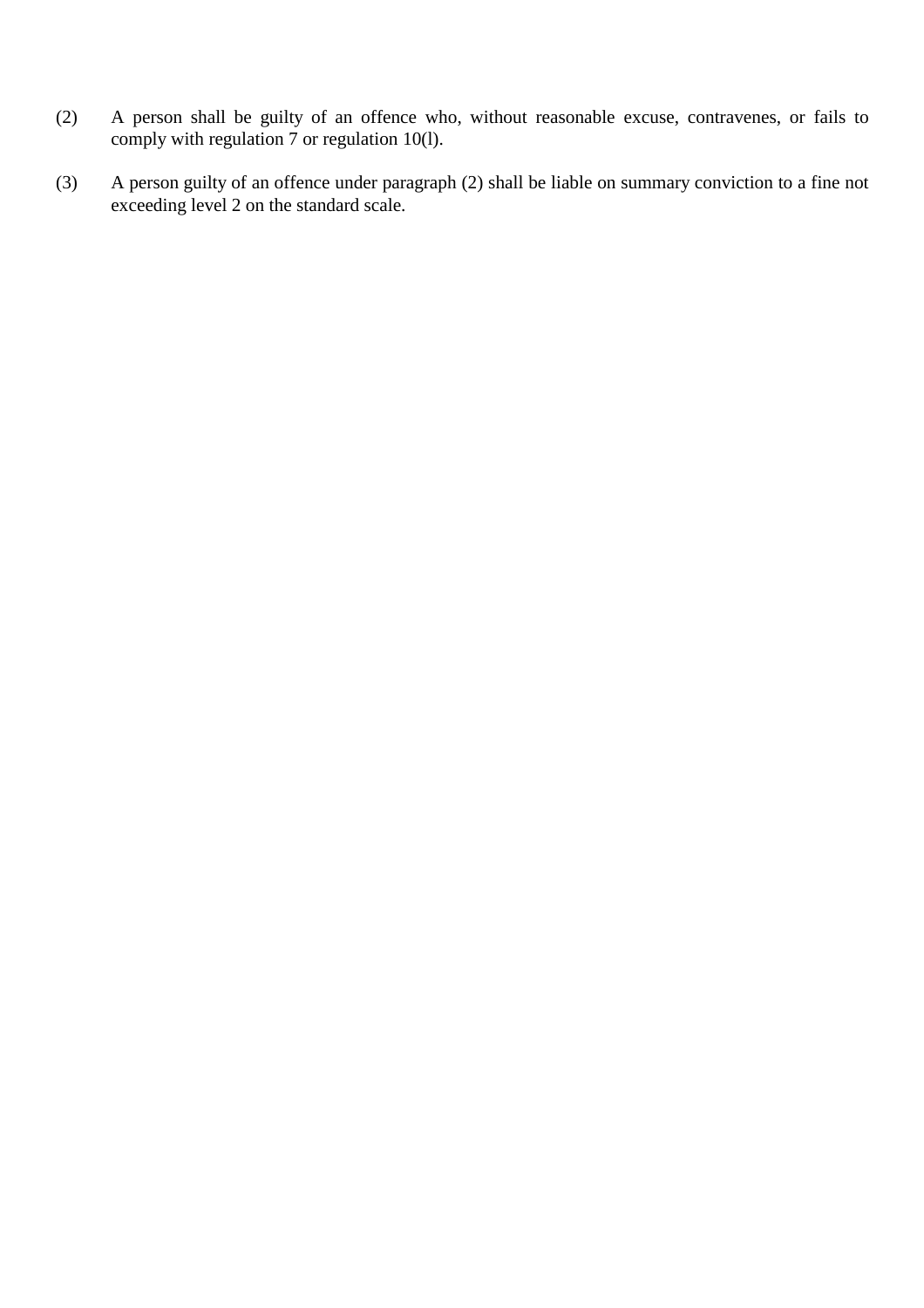(2) A person shall be guilty of an offence who, without reasonable excuse, contravenes, or fails to comply with regulation 7 or regulation 10(l).

(3) A person guilty of an offence under paragraph (2) shall be liable on summary conviction to a fine not exceeding level 2 on the standard scale.